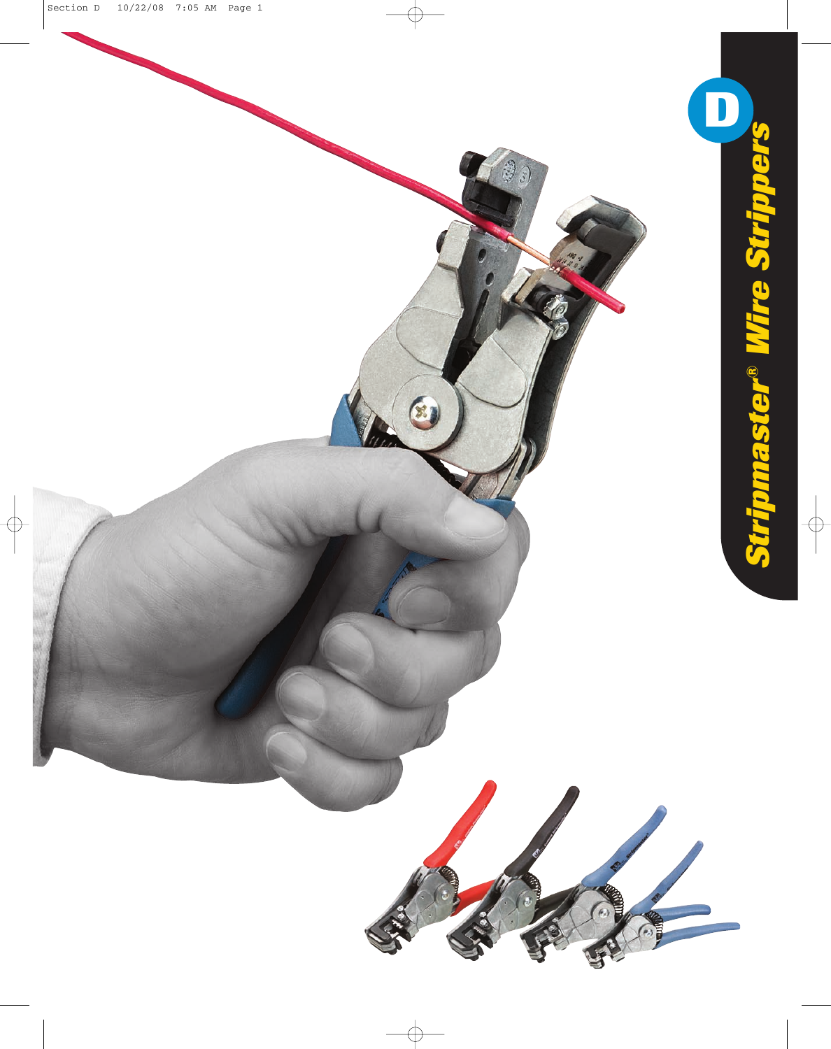# D

# Stripmaster® Wire Strippers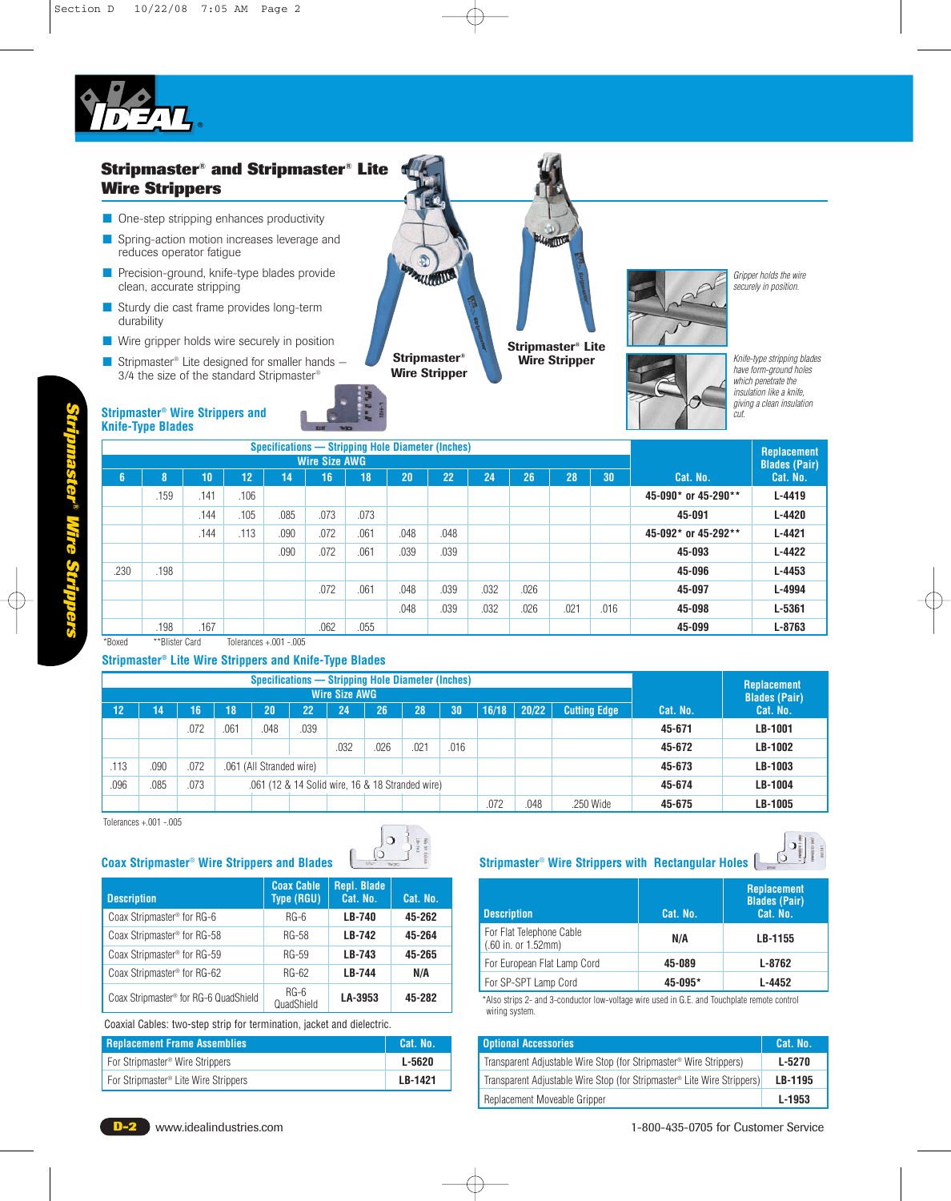# Stripmaster® and Stripmaster® Lite Wire Strippers

- One-step stripping enhances productivity
- Spring-action motion increases leverage and reduces operator fatigue
- Precision-ground, knife-type blades provide clean, accurate stripping
- Sturdy die cast frame provides long-term durability
- Wire gripper holds wire securely in position
- Stripmaster® Lite designed for smaller hands – 3/4 the size of the standard Stripmaster®

**Stripmaster® Wire Stripper**

**Stripmaster® Lite Wire Stripper**

*Gripper holds the wire securely in position.*

*Knife-type stripping blades have form-ground holes which penetrate the insulation like a knife, giving a clean insulation cut.*

## Stripmaster® Wire Strippers and Knife-Type Blades

| Specifications — Stripping Hole Diameter (Inches) | | | | | | | | | | | | | | |
|---|---|---|---|---|---|---|---|---|---|---|---|---|---|---|
| Wire Size AWG | | | | | | | | | | | | | | Replacement Blades (Pair) |
| 6 | 8 | 10 | 12 | 14 | 16 | 18 | 20 | 22 | 24 | 26 | 28 | 30 | Cat. No. | Cat. No. |
| | .159 | .141 | .106 | | | | | | | | | | 45-090* or 45-290** | L-4419 |
| | | .144 | .105 | .085 | .073 | .073 | | | | | | | 45-091 | L-4420 |
| | | .144 | .113 | .090 | .072 | .061 | .048 | .048 | | | | | 45-092* or 45-292** | L-4421 |
| | | | | .090 | .072 | .061 | .039 | .039 | | | | | 45-093 | L-4422 |
| .230 | .198 | | | | | | | | | | | | 45-096 | L-4453 |
| | | | | | .072 | .061 | .048 | .039 | .032 | .026 | | | 45-097 | L-4994 |
| | | | | | | | .048 | .039 | .032 | .026 | .021 | .016 | 45-098 | L-5361 |
| | .198 | .167 | | | .062 | .055 | | | | | | | 45-099 | L-8763 |

*Boxed **Blister Card Tolerances +.001 -.005

## Stripmaster® Lite Wire Strippers and Knife-Type Blades

| Specifications — Stripping Hole Diameter (Inches) | | | | | | | | | | | | | | |
|---|---|---|---|---|---|---|---|---|---|---|---|---|---|---|
| Wire Size AWG | | | | | | | | | | | | | | Replacement Blades (Pair) |
| 12 | 14 | 16 | 18 | 20 | 22 | 24 | 26 | 28 | 30 | 16/18 | 20/22 | Cutting Edge | Cat. No. | Cat. No. |
| | | .072 | .061 | .048 | .039 | | | | | | | | 45-671 | LB-1001 |
| | | | | | | .032 | .026 | .021 | .016 | | | | 45-672 | LB-1002 |
| .113 | .090 | .072 | .061 (All Stranded wire) | | | | | | | | | | 45-673 | LB-1003 |
| .096 | .085 | .073 | .061 (12 & 14 Solid wire, 16 & 18 Stranded wire) | | | | | | | | | | 45-674 | LB-1004 |
| | | | | | | | | | | .072 | .048 | .250 Wide | 45-675 | LB-1005 |

Tolerances +.001 -.005

## Coax Stripmaster® Wire Strippers and Blades

| Description | Coax Cable Type (RGU) | Repl. Blade Cat. No. | Cat. No. |
|---|---|---|---|
| Coax Stripmaster® for RG-6 | RG-6 | LB-740 | 45-262 |
| Coax Stripmaster® for RG-58 | RG-58 | LB-742 | 45-264 |
| Coax Stripmaster® for RG-59 | RG-59 | LB-743 | 45-265 |
| Coax Stripmaster® for RG-62 | RG-62 | LB-744 | N/A |
| Coax Stripmaster® for RG-6 QuadShield | RG-6 QuadShield | LA-3953 | 45-282 |

Coaxial Cables: two-step strip for termination, jacket and dielectric.

| Replacement Frame Assemblies | Cat. No. |
|---|---|
| For Stripmaster® Wire Strippers | L-5620 |
| For Stripmaster® Lite Wire Strippers | LB-1421 |

## Stripmaster® Wire Strippers with Rectangular Holes

| Description | Cat. No. | Replacement Blades (Pair) Cat. No. |
|---|---|---|
| For Flat Telephone Cable (.60 in. or 1.52mm) | N/A | LB-1155 |
| For European Flat Lamp Cord | 45-089 | L-8762 |
| For SP-SPT Lamp Cord | 45-095* | L-4452 |

*Also strips 2- and 3-conductor low-voltage wire used in G.E. and Touchplate remote control wiring system.

| Optional Accessories | Cat. No. |
|---|---|
| Transparent Adjustable Wire Stop (for Stripmaster® Wire Strippers) | L-5270 |
| Transparent Adjustable Wire Stop (for Stripmaster® Lite Wire Strippers) | LB-1195 |
| Replacement Moveable Gripper | L-1953 |

www.idealindustries.com 1-800-435-0705 for Customer Service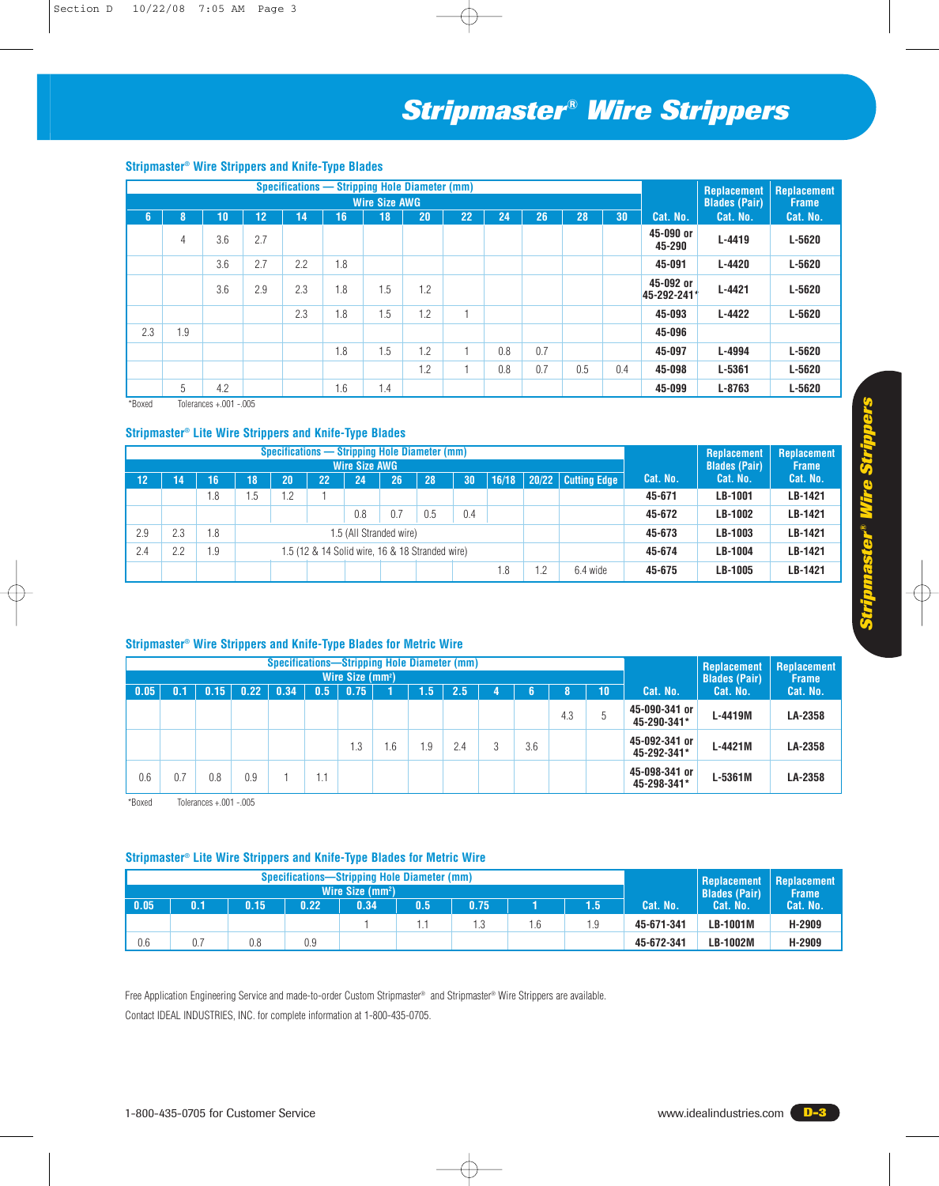# Stripmaster® Wire Strippers

## Stripmaster® Wire Strippers and Knife-Type Blades

| Specifications — Stripping Hole Diameter (mm) Wire Size AWG | | | | | | | | | | | | | | | |
|---|---|---|---|---|---|---|---|---|---|---|---|---|---|---|---|
| 6 | 8 | 10 | 12 | 14 | 16 | 18 | 20 | 22 | 24 | 26 | 28 | 30 | Cat. No. | Replacement Blades (Pair) Cat. No. | Replacement Frame Cat. No. |
| | 4 | 3.6 | 2.7 | | | | | | | | | | 45-090 or 45-290 | L-4419 | L-5620 |
| | | 3.6 | 2.7 | 2.2 | 1.8 | | | | | | | | 45-091 | L-4420 | L-5620 |
| | | 3.6 | 2.9 | 2.3 | 1.8 | 1.5 | 1.2 | | | | | | 45-092 or 45-292-241* | L-4421 | L-5620 |
| | | | | 2.3 | 1.8 | 1.5 | 1.2 | 1 | | | | | 45-093 | L-4422 | L-5620 |
| 2.3 | 1.9 | | | | | | | | | | | | 45-096 | | |
| | | | | | 1.8 | 1.5 | 1.2 | 1 | 0.8 | 0.7 | | | 45-097 | L-4994 | L-5620 |
| | | | | | | | 1.2 | 1 | 0.8 | 0.7 | 0.5 | 0.4 | 45-098 | L-5361 | L-5620 |
| | 5 | 4.2 | | | 1.6 | 1.4 | | | | | | | 45-099 | L-8763 | L-5620 |

*Boxed Tolerances +.001 -.005

## Stripmaster® Lite Wire Strippers and Knife-Type Blades

| Specifications — Stripping Hole Diameter (mm) Wire Size AWG | | | | | | | | | | | | | | | |
|---|---|---|---|---|---|---|---|---|---|---|---|---|---|---|---|
| 12 | 14 | 16 | 18 | 20 | 22 | 24 | 26 | 28 | 30 | 16/18 | 20/22 | Cutting Edge | Cat. No. | Replacement Blades (Pair) Cat. No. | Replacement Frame Cat. No. |
| | | 1.8 | 1.5 | 1.2 | 1 | | | | | | | | 45-671 | LB-1001 | LB-1421 |
| | | | | | | 0.8 | 0.7 | 0.5 | 0.4 | | | | 45-672 | LB-1002 | LB-1421 |
| 2.9 | 2.3 | 1.8 | 1.5 (All Stranded wire) | | | | | | | | | | 45-673 | LB-1003 | LB-1421 |
| 2.4 | 2.2 | 1.9 | 1.5 (12 & 14 Solid wire, 16 & 18 Stranded wire) | | | | | | | | | | 45-674 | LB-1004 | LB-1421 |
| | | | | | | | | | | 1.8 | 1.2 | 6.4 wide | 45-675 | LB-1005 | LB-1421 |

## Stripmaster® Wire Strippers and Knife-Type Blades for Metric Wire

| Specifications—Stripping Hole Diameter (mm) Wire Size (mm²) | | | | | | | | | | | | | | | | |
|---|---|---|---|---|---|---|---|---|---|---|---|---|---|---|---|---|
| 0.05 | 0.1 | 0.15 | 0.22 | 0.34 | 0.5 | 0.75 | 1 | 1.5 | 2.5 | 4 | 6 | 8 | 10 | Cat. No. | Replacement Blades (Pair) Cat. No. | Replacement Frame Cat. No. |
| | | | | | | | | | | | | 4.3 | 5 | 45-090-341 or 45-290-341* | L-4419M | LA-2358 |
| | | | | | | 1.3 | 1.6 | 1.9 | 2.4 | 3 | 3.6 | | | 45-092-341 or 45-292-341* | L-4421M | LA-2358 |
| 0.6 | 0.7 | 0.8 | 0.9 | 1 | 1.1 | | | | | | | | | 45-098-341 or 45-298-341* | L-5361M | LA-2358 |

*Boxed Tolerances +.001 -.005

## Stripmaster® Lite Wire Strippers and Knife-Type Blades for Metric Wire

| Specifications—Stripping Hole Diameter (mm) Wire Size (mm²) | | | | | | | | | | | |
|---|---|---|---|---|---|---|---|---|---|---|---|
| 0.05 | 0.1 | 0.15 | 0.22 | 0.34 | 0.5 | 0.75 | 1 | 1.5 | Cat. No. | Replacement Blades (Pair) Cat. No. | Replacement Frame Cat. No. |
| | | | | 1 | 1.1 | 1.3 | 1.6 | 1.9 | 45-671-341 | LB-1001M | H-2909 |
| 0.6 | 0.7 | 0.8 | 0.9 | | | | | | 45-672-341 | LB-1002M | H-2909 |

Free Application Engineering Service and made-to-order Custom Stripmaster® and Stripmaster® Wire Strippers are available.

Contact IDEAL INDUSTRIES, INC. for complete information at 1-800-435-0705.

1-800-435-0705 for Customer Service

www.idealindustries.com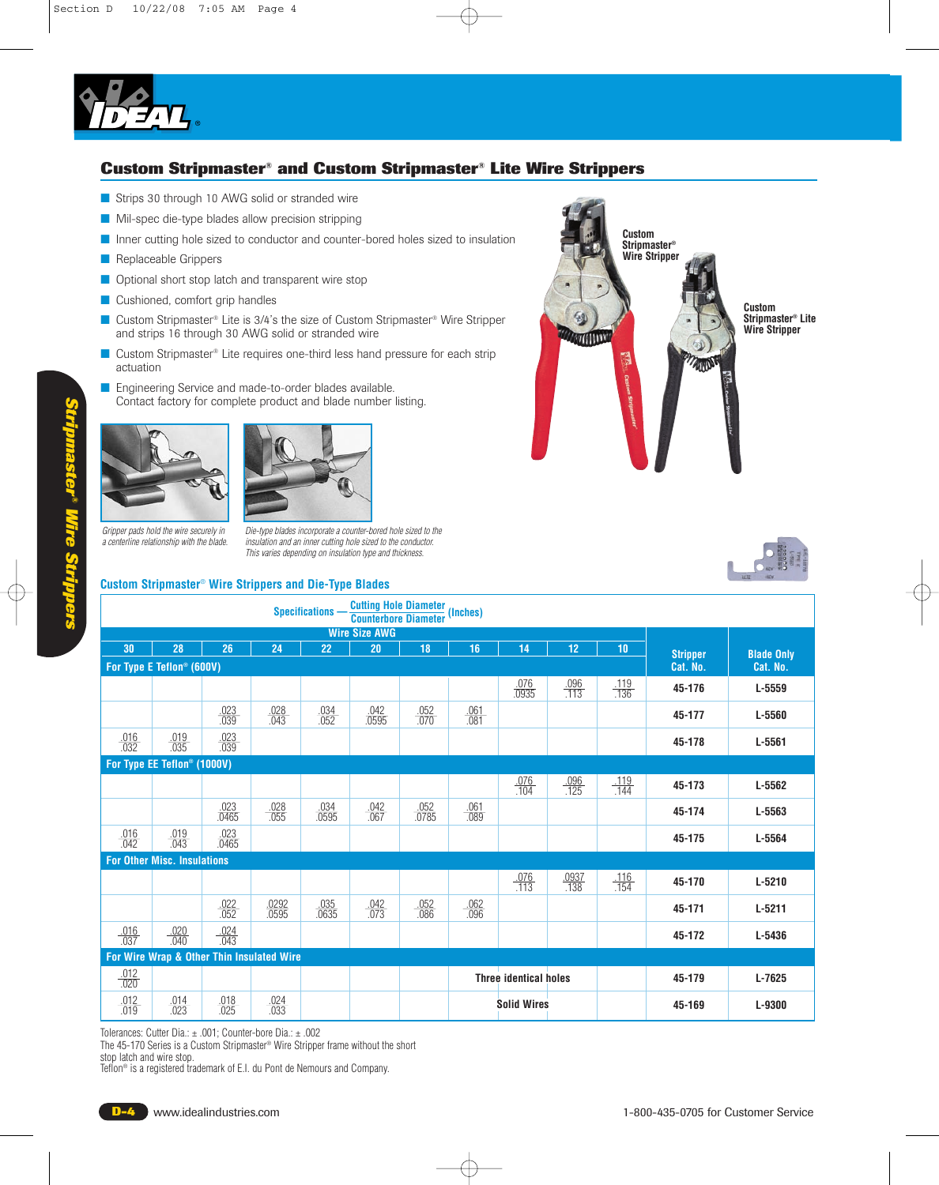## Custom Stripmaster® and Custom Stripmaster® Lite Wire Strippers

- Strips 30 through 10 AWG solid or stranded wire
- Mil-spec die-type blades allow precision stripping
- Inner cutting hole sized to conductor and counter-bored holes sized to insulation
- Replaceable Grippers
- Optional short stop latch and transparent wire stop
- Cushioned, comfort grip handles
- Custom Stripmaster® Lite is 3/4's the size of Custom Stripmaster® Wire Stripper and strips 16 through 30 AWG solid or stranded wire
- Custom Stripmaster® Lite requires one-third less hand pressure for each strip actuation
- Engineering Service and made-to-order blades available. Contact factory for complete product and blade number listing.

Custom Stripmaster® Wire Stripper

Custom Stripmaster® Lite Wire Stripper

*Gripper pads hold the wire securely in a centerline relationship with the blade.*

*Die-type blades incorporate a counter-bored hole sized to the insulation and an inner cutting hole sized to the conductor. This varies depending on insulation type and thickness.*

### Custom Stripmaster® Wire Strippers and Die-Type Blades

Specifications — Cutting Hole Diameter / Counterbore Diameter (Inches)

| 30 | 28 | 26 | 24 | 22 | 20 | 18 | 16 | 14 | 12 | 10 | Stripper Cat. No. | Blade Only Cat. No. |
|---|---|---|---|---|---|---|---|---|---|---|---|---|
| **For Type E Teflon® (600V)** | | | | | | | | | | | | |
| | | | | | | | | .076 / .0935 | .096 / .113 | .119 / .136 | 45-176 | L-5559 |
| | | .023 / .039 | .028 / .043 | .034 / .052 | .042 / .0595 | .052 / .070 | .061 / .081 | | | | 45-177 | L-5560 |
| .016 / .032 | .019 / .035 | .023 / .039 | | | | | | | | | 45-178 | L-5561 |
| **For Type EE Teflon® (1000V)** | | | | | | | | | | | | |
| | | | | | | | | .076 / .104 | .096 / .125 | .119 / .144 | 45-173 | L-5562 |
| | | .023 / .0465 | .028 / .055 | .034 / .0595 | .042 / .067 | .052 / .0785 | .061 / .089 | | | | 45-174 | L-5563 |
| .016 / .042 | .019 / .043 | .023 / .0465 | | | | | | | | | 45-175 | L-5564 |
| **For Other Misc. Insulations** | | | | | | | | | | | | |
| | | | | | | | | .076 / .113 | .0937 / .138 | .116 / .154 | 45-170 | L-5210 |
| | | .022 / .052 | .0292 / .0595 | .035 / .0635 | .042 / .073 | .052 / .086 | .062 / .096 | | | | 45-171 | L-5211 |
| .016 / .037 | .020 / .040 | .024 / .043 | | | | | | | | | 45-172 | L-5436 |
| **For Wire Wrap & Other Thin Insulated Wire** | | | | | | | | | | | | |
| .012 / .020 | | | | | | | Three identical holes | | | | 45-179 | L-7625 |
| .012 / .019 | .014 / .023 | .018 / .025 | .024 / .033 | | | | Solid Wires | | | | 45-169 | L-9300 |

Tolerances: Cutter Dia.: ± .001; Counter-bore Dia.: ± .002
The 45-170 Series is a Custom Stripmaster® Wire Stripper frame without the short stop latch and wire stop.
Teflon® is a registered trademark of E.I. du Pont de Nemours and Company.

www.idealindustries.com 1-800-435-0705 for Customer Service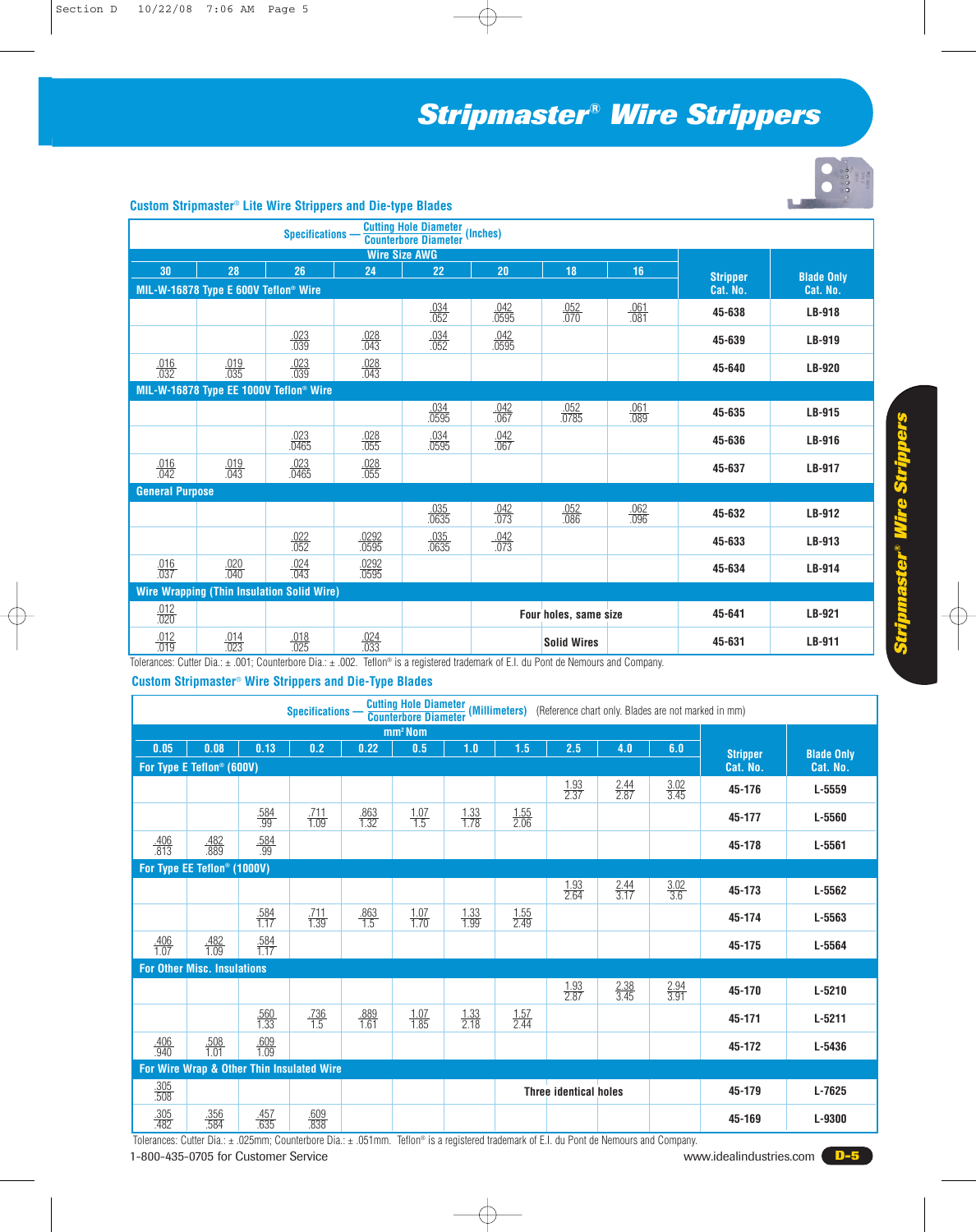# Stripmaster® Wire Strippers

## Custom Stripmaster® Lite Wire Strippers and Die-type Blades

Specifications — Cutting Hole Diameter / Counterbore Diameter (Inches)

| Wire Size AWG 30 | 28 | 26 | 24 | 22 | 20 | 18 | 16 | Stripper Cat. No. | Blade Only Cat. No. |
|---|---|---|---|---|---|---|---|---|---|
| **MIL-W-16878 Type E 600V Teflon® Wire** | | | | | | | | | |
| | | | | .034/.052 | .042/.0595 | .052/.070 | .061/.081 | 45-638 | LB-918 |
| | | .023/.039 | .028/.043 | .034/.052 | .042/.0595 | | | 45-639 | LB-919 |
| .016/.032 | .019/.035 | .023/.039 | .028/.043 | | | | | 45-640 | LB-920 |
| **MIL-W-16878 Type EE 1000V Teflon® Wire** | | | | | | | | | |
| | | | | .034/.0595 | .042/.067 | .052/.0785 | .061/.089 | 45-635 | LB-915 |
| | | .023/.0465 | .028/.055 | .034/.0595 | .042/.067 | | | 45-636 | LB-916 |
| .016/.042 | .019/.043 | .023/.0465 | .028/.055 | | | | | 45-637 | LB-917 |
| **General Purpose** | | | | | | | | | |
| | | | | .035/.0635 | .042/.073 | .052/.086 | .062/.096 | 45-632 | LB-912 |
| | | .022/.052 | .0292/.0595 | .035/.0635 | .042/.073 | | | 45-633 | LB-913 |
| .016/.037 | .020/.040 | .024/.043 | .0292/.0595 | | | | | 45-634 | LB-914 |
| **Wire Wrapping (Thin Insulation Solid Wire)** | | | | | | | | | |
| .012/.020 | | | | | Four holes, same size | | | 45-641 | LB-921 |
| .012/.019 | .014/.023 | .018/.025 | .024/.033 | | Solid Wires | | | 45-631 | LB-911 |

Tolerances: Cutter Dia.: ± .001; Counterbore Dia.: ± .002. Teflon® is a registered trademark of E.I. du Pont de Nemours and Company.

## Custom Stripmaster® Wire Strippers and Die-Type Blades

Specifications — Cutting Hole Diameter / Counterbore Diameter (Millimeters) (Reference chart only. Blades are not marked in mm)

| mm² Nom 0.05 | 0.08 | 0.13 | 0.2 | 0.22 | 0.5 | 1.0 | 1.5 | 2.5 | 4.0 | 6.0 | Stripper Cat. No. | Blade Only Cat. No. |
|---|---|---|---|---|---|---|---|---|---|---|---|---|
| **For Type E Teflon® (600V)** | | | | | | | | | | | | |
| | | | | | | | | 1.93/2.37 | 2.44/2.87 | 3.02/3.45 | 45-176 | L-5559 |
| | | .584/.99 | .711/1.09 | .863/1.32 | 1.07/1.5 | 1.33/1.78 | 1.55/2.06 | | | | 45-177 | L-5560 |
| .406/.813 | .482/.889 | .584/.99 | | | | | | | | | 45-178 | L-5561 |
| **For Type EE Teflon® (1000V)** | | | | | | | | | | | | |
| | | | | | | | | 1.93/2.64 | 2.44/3.17 | 3.02/3.6 | 45-173 | L-5562 |
| | | .584/1.17 | .711/1.39 | .863/1.5 | 1.07/1.70 | 1.33/1.99 | 1.55/2.49 | | | | 45-174 | L-5563 |
| .406/1.07 | .482/1.09 | .584/1.17 | | | | | | | | | 45-175 | L-5564 |
| **For Other Misc. Insulations** | | | | | | | | | | | | |
| | | | | | | | | 1.93/2.87 | 2.38/3.45 | 2.94/3.91 | 45-170 | L-5210 |
| | | .560/1.33 | .736/1.5 | .889/1.61 | 1.07/1.85 | 1.33/2.18 | 1.57/2.44 | | | | 45-171 | L-5211 |
| .406/.940 | .508/1.01 | .609/1.09 | | | | | | | | | 45-172 | L-5436 |
| **For Wire Wrap & Other Thin Insulated Wire** | | | | | | | | | | | | |
| .305/.508 | | | | | | | Three identical holes | | | | 45-179 | L-7625 |
| .305/.482 | .356/.584 | .457/.635 | .609/.838 | | | | | | | | 45-169 | L-9300 |

Tolerances: Cutter Dia.: ± .025mm; Counterbore Dia.: ± .051mm. Teflon® is a registered trademark of E.I. du Pont de Nemours and Company.

1-800-435-0705 for Customer Service

www.idealindustries.com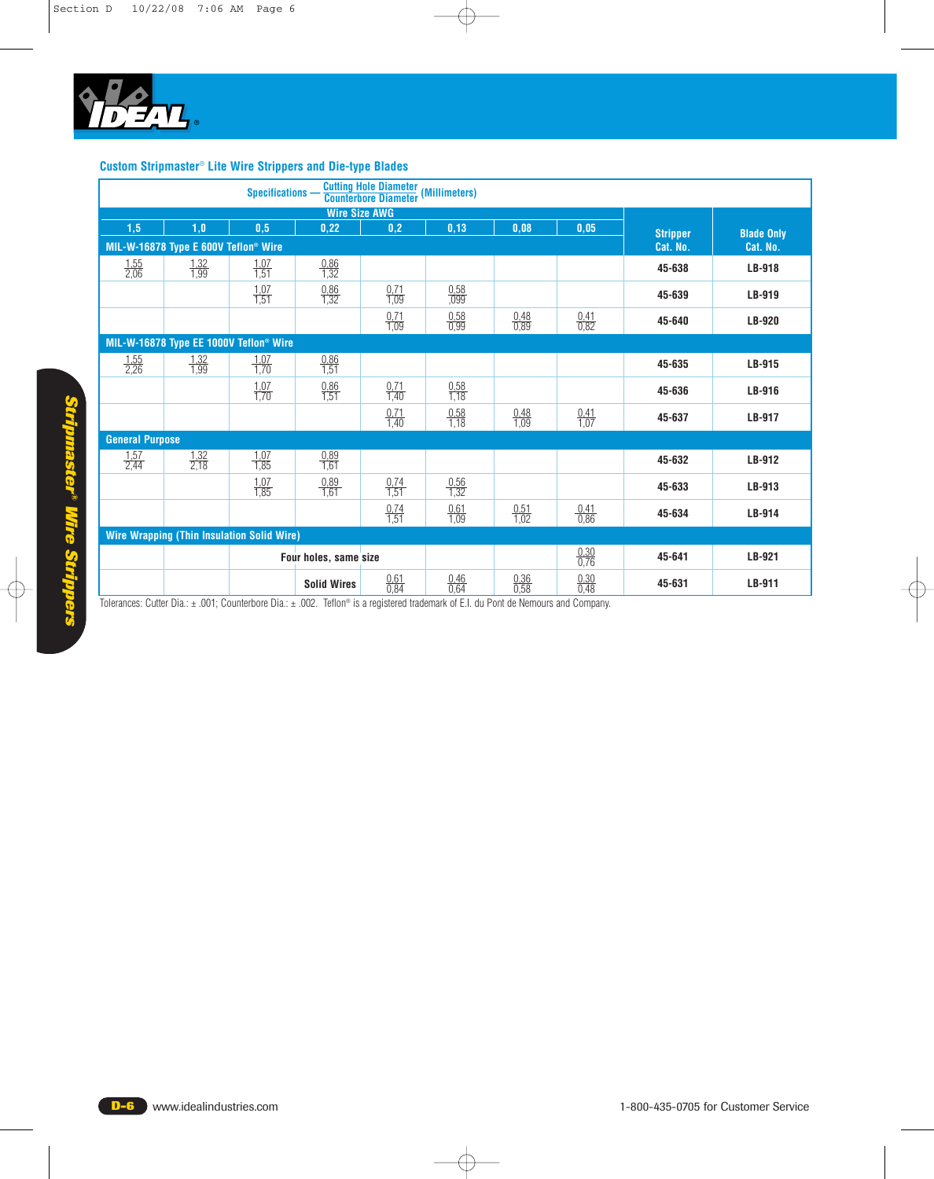## Custom Stripmaster® Lite Wire Strippers and Die-type Blades

Specifications — Cutting Hole Diameter / Counterbore Diameter (Millimeters)

| Wire Size AWG | | | | | | | | Stripper Cat. No. | Blade Only Cat. No. |
|---|---|---|---|---|---|---|---|---|---|
| 1,5 | 1,0 | 0,5 | 0,22 | 0,2 | 0,13 | 0,08 | 0,05 | | |
| **MIL-W-16878 Type E 600V Teflon® Wire** | | | | | | | | | |
| 1,55 / 2,06 | 1,32 / 1,99 | 1,07 / 1,51 | 0,86 / 1,32 | | | | | **45-638** | **LB-918** |
| | | 1,07 / 1,51 | 0,86 / 1,32 | 0,71 / 1,09 | 0,58 / ,099 | | | **45-639** | **LB-919** |
| | | | | 0,71 / 1,09 | 0,58 / 0,99 | 0,48 / 0,89 | 0,41 / 0,82 | **45-640** | **LB-920** |
| **MIL-W-16878 Type EE 1000V Teflon® Wire** | | | | | | | | | |
| 1,55 / 2,26 | 1,32 / 1,99 | 1,07 / 1,70 | 0,86 / 1,51 | | | | | **45-635** | **LB-915** |
| | | 1,07 / 1,70 | 0,86 / 1,51 | 0,71 / 1,40 | 0,58 / 1,18 | | | **45-636** | **LB-916** |
| | | | | 0,71 / 1,40 | 0,58 / 1,18 | 0,48 / 1,09 | 0,41 / 1,07 | **45-637** | **LB-917** |
| **General Purpose** | | | | | | | | | |
| 1,57 / 2,44 | 1,32 / 2,18 | 1,07 / 1,85 | 0,89 / 1,61 | | | | | **45-632** | **LB-912** |
| | | 1,07 / 1,85 | 0,89 / 1,61 | 0,74 / 1,51 | 0,56 / 1,32 | | | **45-633** | **LB-913** |
| | | | | 0,74 / 1,51 | 0,61 / 1,09 | 0,51 / 1,02 | 0,41 / 0,86 | **45-634** | **LB-914** |
| **Wire Wrapping (Thin Insulation Solid Wire)** | | | | | | | | | |
| | | **Four holes, same size** | | | | | 0,30 / 0,76 | **45-641** | **LB-921** |
| | | | **Solid Wires** | 0,61 / 0,84 | 0,46 / 0,64 | 0,36 / 0,58 | 0,30 / 0,48 | **45-631** | **LB-911** |

Tolerances: Cutter Dia.: ± .001; Counterbore Dia.: ± .002. Teflon® is a registered trademark of E.I. du Pont de Nemours and Company.

www.idealindustries.com    1-800-435-0705 for Customer Service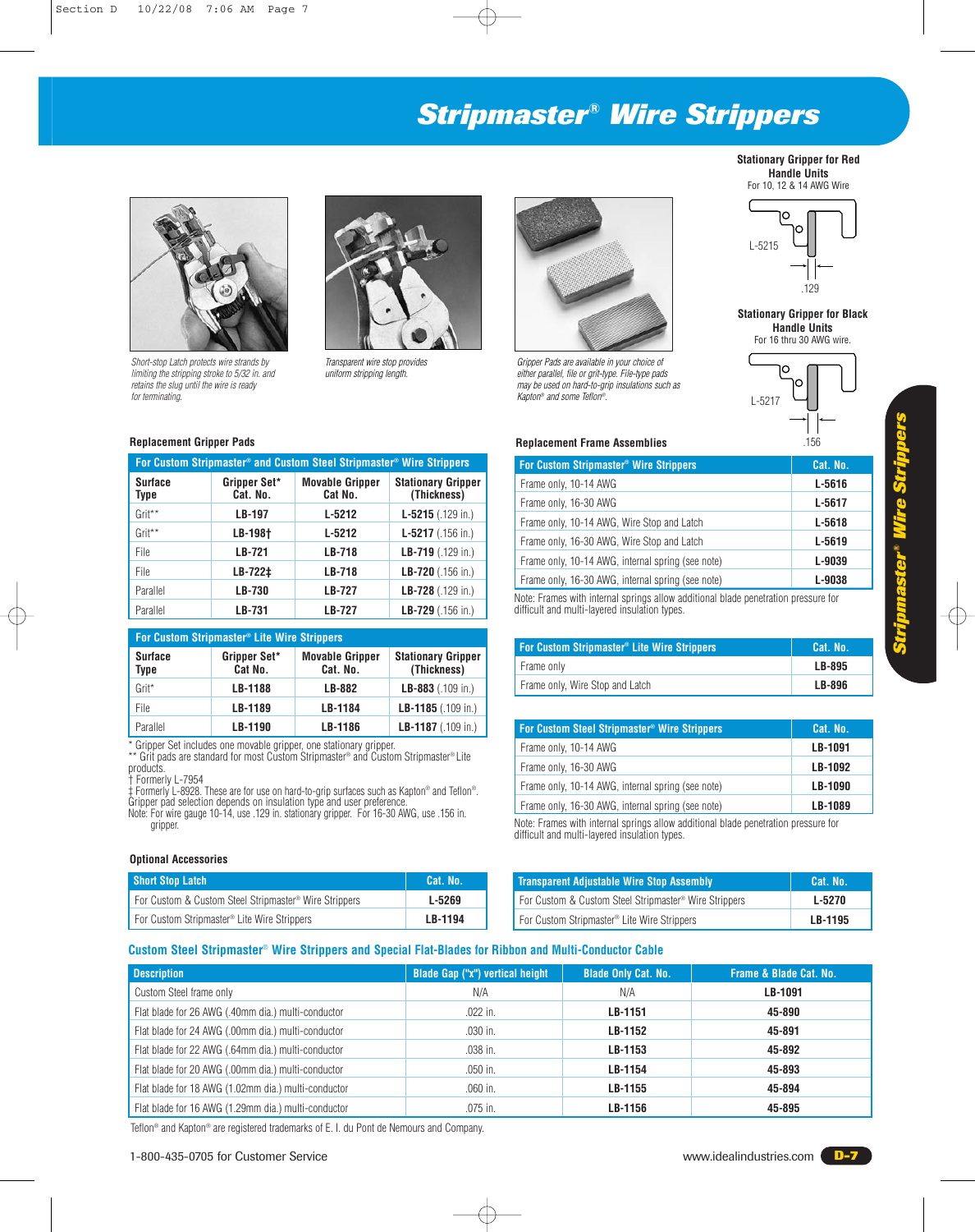# Stripmaster® Wire Strippers

**Stationary Gripper for Red Handle Units**
For 10, 12 & 14 AWG Wire

L-5215

.129

**Stationary Gripper for Black Handle Units**
For 16 thru 30 AWG wire.

L-5217

.156

*Short-stop Latch protects wire strands by limiting the stripping stroke to 5/32 in. and retains the slug until the wire is ready for terminating.*

*Transparent wire stop provides uniform stripping length.*

*Gripper Pads are available in your choice of either parallel, file or grit-type. File-type pads may be used on hard-to-grip insulations such as Kapton® and some Teflon®.*

### Replacement Gripper Pads

**For Custom Stripmaster® and Custom Steel Stripmaster® Wire Strippers**

| Surface Type | Gripper Set* Cat. No. | Movable Gripper Cat No. | Stationary Gripper (Thickness) |
|---|---|---|---|
| Grit** | **LB-197** | **L-5212** | **L-5215** (.129 in.) |
| Grit** | **LB-198†** | **L-5212** | **L-5217** (.156 in.) |
| File | **LB-721** | **LB-718** | **LB-719** (.129 in.) |
| File | **LB-722‡** | **LB-718** | **LB-720** (.156 in.) |
| Parallel | **LB-730** | **LB-727** | **LB-728** (.129 in.) |
| Parallel | **LB-731** | **LB-727** | **LB-729** (.156 in.) |

**For Custom Stripmaster® Lite Wire Strippers**

| Surface Type | Gripper Set* Cat No. | Movable Gripper Cat. No. | Stationary Gripper (Thickness) |
|---|---|---|---|
| Grit* | **LB-1188** | **LB-882** | **LB-883** (.109 in.) |
| File | **LB-1189** | **LB-1184** | **LB-1185** (.109 in.) |
| Parallel | **LB-1190** | **LB-1186** | **LB-1187** (.109 in.) |

\* Gripper Set includes one movable gripper, one stationary gripper.
** Grit pads are standard for most Custom Stripmaster® and Custom Stripmaster® Lite products.
† Formerly L-7954
‡ Formerly L-8928. These are for use on hard-to-grip surfaces such as Kapton® and Teflon®.
Gripper pad selection depends on insulation type and user preference.
Note: For wire gauge 10-14, use .129 in. stationary gripper. For 16-30 AWG, use .156 in. gripper.

### Replacement Frame Assemblies

| For Custom Stripmaster® Wire Strippers | Cat. No. |
|---|---|
| Frame only, 10-14 AWG | **L-5616** |
| Frame only, 16-30 AWG | **L-5617** |
| Frame only, 10-14 AWG, Wire Stop and Latch | **L-5618** |
| Frame only, 16-30 AWG, Wire Stop and Latch | **L-5619** |
| Frame only, 10-14 AWG, internal spring (see note) | **L-9039** |
| Frame only, 16-30 AWG, internal spring (see note) | **L-9038** |

Note: Frames with internal springs allow additional blade penetration pressure for difficult and multi-layered insulation types.

| For Custom Stripmaster® Lite Wire Strippers | Cat. No. |
|---|---|
| Frame only | **LB-895** |
| Frame only, Wire Stop and Latch | **LB-896** |

| For Custom Steel Stripmaster® Wire Strippers | Cat. No. |
|---|---|
| Frame only, 10-14 AWG | **LB-1091** |
| Frame only, 16-30 AWG | **LB-1092** |
| Frame only, 10-14 AWG, internal spring (see note) | **LB-1090** |
| Frame only, 16-30 AWG, internal spring (see note) | **LB-1089** |

Note: Frames with internal springs allow additional blade penetration pressure for difficult and multi-layered insulation types.

### Optional Accessories

| Short Stop Latch | Cat. No. |
|---|---|
| For Custom & Custom Steel Stripmaster® Wire Strippers | **L-5269** |
| For Custom Stripmaster® Lite Wire Strippers | **LB-1194** |

| Transparent Adjustable Wire Stop Assembly | Cat. No. |
|---|---|
| For Custom & Custom Steel Stripmaster® Wire Strippers | **L-5270** |
| For Custom Stripmaster® Lite Wire Strippers | **LB-1195** |

### Custom Steel Stripmaster® Wire Strippers and Special Flat-Blades for Ribbon and Multi-Conductor Cable

| Description | Blade Gap ("x") vertical height | Blade Only Cat. No. | Frame & Blade Cat. No. |
|---|---|---|---|
| Custom Steel frame only | N/A | N/A | **LB-1091** |
| Flat blade for 26 AWG (.40mm dia.) multi-conductor | .022 in. | **LB-1151** | **45-890** |
| Flat blade for 24 AWG (.00mm dia.) multi-conductor | .030 in. | **LB-1152** | **45-891** |
| Flat blade for 22 AWG (.64mm dia.) multi-conductor | .038 in. | **LB-1153** | **45-892** |
| Flat blade for 20 AWG (.00mm dia.) multi-conductor | .050 in. | **LB-1154** | **45-893** |
| Flat blade for 18 AWG (1.02mm dia.) multi-conductor | .060 in. | **LB-1155** | **45-894** |
| Flat blade for 16 AWG (1.29mm dia.) multi-conductor | .075 in. | **LB-1156** | **45-895** |

Teflon® and Kapton® are registered trademarks of E. I. du Pont de Nemours and Company.

1-800-435-0705 for Customer Service

www.idealindustries.com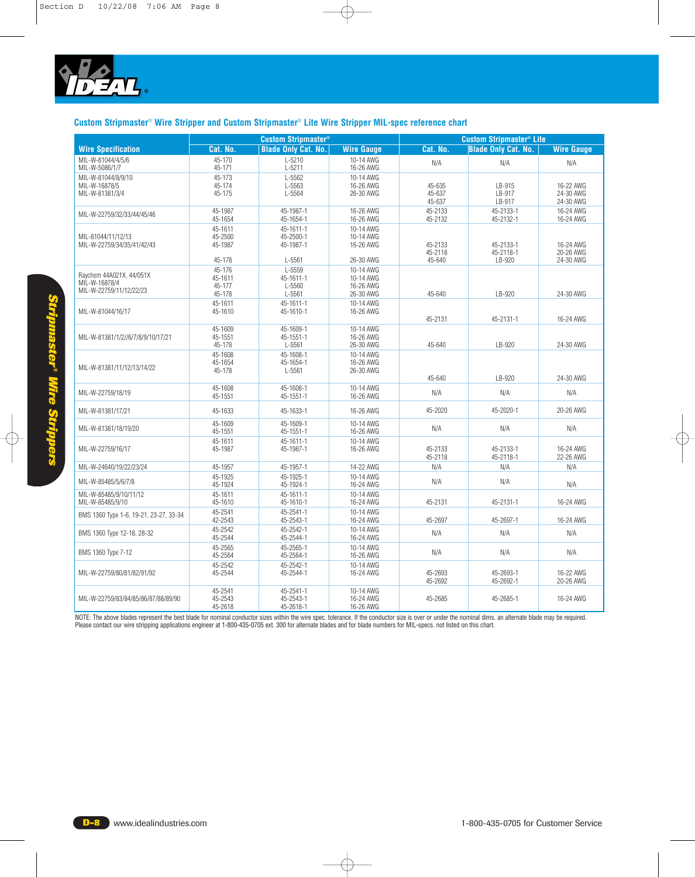## Custom Stripmaster® Wire Stripper and Custom Stripmaster® Lite Wire Stripper MIL-spec reference chart

| | Custom Stripmaster® | | | Custom Stripmaster® Lite | | |
|---|---|---|---|---|---|---|
| **Wire Specification** | **Cat. No.** | **Blade Only Cat. No.** | **Wire Gauge** | **Cat. No.** | **Blade Only Cat. No.** | **Wire Gauge** |
| MIL-W-81044/4/5/6<br>MIL-W-5086/1/7 | 45-170<br>45-171 | L-5210<br>L-5211 | 10-14 AWG<br>16-26 AWG | N/A | N/A | N/A |
| MIL-W-81044/8/9/10<br>MIL-W-16878/5<br>MIL-W-81381/3/4 | 45-173<br>45-174<br>45-175 | L-5562<br>L-5563<br>L-5564 | 10-14 AWG<br>16-26 AWG<br>26-30 AWG | 45-635<br>45-637<br>45-637 | LB-915<br>LB-917<br>LB-917 | 16-22 AWG<br>24-30 AWG<br>24-30 AWG |
| MIL-W-22759/32/33/44/45/46 | 45-1987<br>45-1654 | 45-1987-1<br>45-1654-1 | 16-26 AWG<br>16-26 AWG | 45-2133<br>45-2132 | 45-2133-1<br>45-2132-1 | 16-24 AWG<br>16-24 AWG |
| MIL-81044/11/12/13<br>MIL-W-22759/34/35/41/42/43 | 45-1611<br>45-2500<br>45-1987<br>45-178 | 45-1611-1<br>45-2500-1<br>45-1987-1<br>L-5561 | 10-14 AWG<br>10-14 AWG<br>16-26 AWG<br>26-30 AWG | 45-2133<br>45-2118<br>45-640 | 45-2133-1<br>45-2118-1<br>LB-920 | 16-24 AWG<br>20-26 AWG<br>24-30 AWG |
| Raychem 44A021X, 44/051X<br>MIL-W-16878/4<br>MIL-W-22759/11/12/22/23 | 45-176<br>45-1611<br>45-177<br>45-178 | L-5559<br>45-1611-1<br>L-5560<br>L-5561 | 10-14 AWG<br>10-14 AWG<br>16-26 AWG<br>26-30 AWG | 45-640 | LB-920 | 24-30 AWG |
| MIL-W-81044/16/17 | 45-1611<br>45-1610 | 45-1611-1<br>45-1610-1 | 10-14 AWG<br>16-26 AWG | 45-2131 | 45-2131-1 | 16-24 AWG |
| MIL-W-81381/1/2//6/7/8/9/10/17/21 | 45-1609<br>45-1551<br>45-178 | 45-1609-1<br>45-1551-1<br>L-5561 | 10-14 AWG<br>16-26 AWG<br>26-30 AWG | 45-640 | LB-920 | 24-30 AWG |
| MIL-W-81381/11/12/13/14/22 | 45-1608<br>45-1654<br>45-178 | 45-1608-1<br>45-1654-1<br>L-5561 | 10-14 AWG<br>16-26 AWG<br>26-30 AWG | 45-640 | LB-920 | 24-30 AWG |
| MIL-W-22759/18/19 | 45-1608<br>45-1551 | 45-1608-1<br>45-1551-1 | 10-14 AWG<br>16-26 AWG | N/A | N/A | N/A |
| MIL-W-81381/17/21 | 45-1633 | 45-1633-1 | 16-26 AWG | 45-2020 | 45-2020-1 | 20-26 AWG |
| MIL-W-81381/18/19/20 | 45-1609<br>45-1551 | 45-1609-1<br>45-1551-1 | 10-14 AWG<br>16-26 AWG | N/A | N/A | N/A |
| MIL-W-22759/16/17 | 45-1611<br>45-1987 | 45-1611-1<br>45-1987-1 | 10-14 AWG<br>16-26 AWG | 45-2133<br>45-2118 | 45-2133-1<br>45-2118-1 | 16-24 AWG<br>22-26 AWG |
| MIL-W-24640/19/22/23/24 | 45-1957 | 45-1957-1 | 14-22 AWG | N/A | N/A | N/A |
| MIL-W-85485/5/6/7/8 | 45-1925<br>45-1924 | 45-1925-1<br>45-1924-1 | 10-14 AWG<br>16-24 AWG | N/A | N/A | N/A |
| MIL-W-85485/9/10/11/12<br>MIL-W-85485/9/10 | 45-1611<br>45-1610 | 45-1611-1<br>45-1610-1 | 10-14 AWG<br>16-24 AWG | 45-2131 | 45-2131-1 | 16-24 AWG |
| BMS 1360 Type 1-6, 19-21, 23-27, 33-34 | 45-2541<br>42-2543 | 45-2541-1<br>45-2543-1 | 10-14 AWG<br>16-24 AWG | 45-2697 | 45-2697-1 | 16-24 AWG |
| BMS 1360 Type 12-18, 28-32 | 45-2542<br>45-2544 | 45-2542-1<br>45-2544-1 | 10-14 AWG<br>16-24 AWG | N/A | N/A | N/A |
| BMS 1360 Type 7-12 | 45-2565<br>45-2564 | 45-2565-1<br>45-2564-1 | 10-14 AWG<br>16-26 AWG | N/A | N/A | N/A |
| MIL-W-22759/80/81/82/91/92 | 45-2542<br>45-2544 | 45-2542-1<br>45-2544-1 | 10-14 AWG<br>16-24 AWG | 45-2693<br>45-2692 | 45-2693-1<br>45-2692-1 | 16-22 AWG<br>20-26 AWG |
| MIL-W-22759/83/84/85/86/87/88/89/90 | 45-2541<br>45-2543<br>45-2618 | 45-2541-1<br>45-2543-1<br>45-2618-1 | 10-14 AWG<br>16-24 AWG<br>16-26 AWG | 45-2685 | 45-2685-1 | 16-24 AWG |

NOTE: The above blades represent the best blade for nominal conductor sizes within the wire spec. tolerance. If the conductor size is over or under the nominal dims. an alternate blade may be required. Please contact our wire stripping applications engineer at 1-800-435-0705 ext. 300 for alternate blades and for blade numbers for MIL-specs. not listed on this chart.